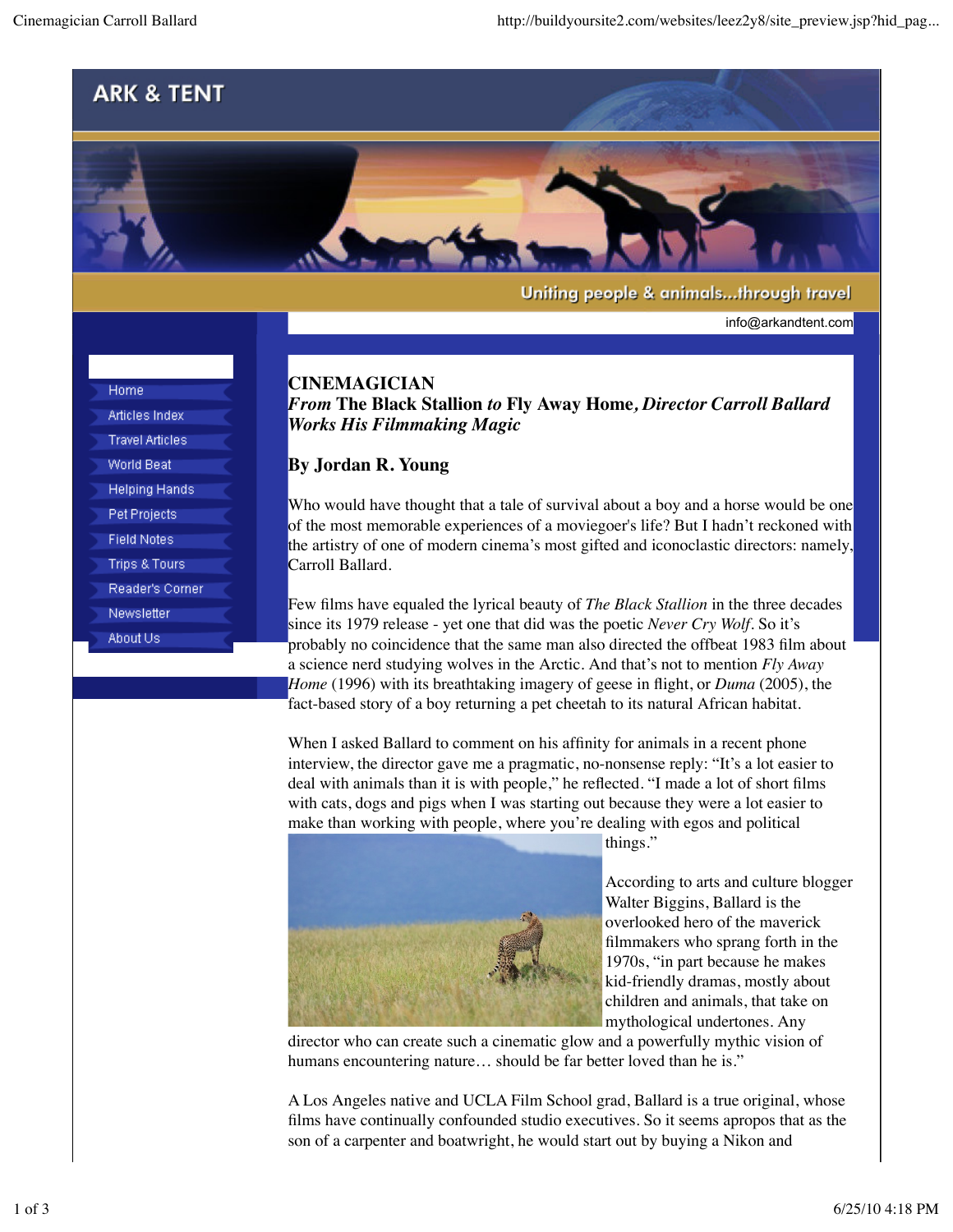ARK & TENT

Uniting people & animals...through travel

info@arkandtent.com

- Home
- Articles Index
- Travel Articles
- World Beat
- Helping Hands
- Pet Projects
- Field Notes
- Trips & Tours
- Reader's Corner
- Newsletter
- About Us

# CINEMAGICIAN

## *From* The Black Stallion *to* Fly Away Home*, Director Carroll Ballard Works His Filmmaking Magic*

### By Jordan R. Young

Who would have thought that a tale of survival about a boy and a horse would be one of the most memorable experiences of a moviegoer's life? But I hadn't reckoned with the artistry of one of modern cinema's most gifted and iconoclastic directors: namely, Carroll Ballard.

Few films have equaled the lyrical beauty of *The Black Stallion* in the three decades since its 1979 release - yet one that did was the poetic *Never Cry Wolf*. So it's probably no coincidence that the same man also directed the offbeat 1983 film about a science nerd studying wolves in the Arctic. And that's not to mention *Fly Away Home* (1996) with its breathtaking imagery of geese in flight, or *Duma* (2005), the fact-based story of a boy returning a pet cheetah to its natural African habitat.

When I asked Ballard to comment on his affinity for animals in a recent phone interview, the director gave me a pragmatic, no-nonsense reply: "It's a lot easier to deal with animals than it is with people," he reflected. "I made a lot of short films with cats, dogs and pigs when I was starting out because they were a lot easier to make than working with people, where you're dealing with egos and political things."

According to arts and culture blogger Walter Biggins, Ballard is the overlooked hero of the maverick filmmakers who sprang forth in the 1970s, "in part because he makes kid-friendly dramas, mostly about children and animals, that take on mythological undertones. Any director who can create such a cinematic glow and a powerfully mythic vision of humans encountering nature… should be far better loved than he is."

A Los Angeles native and UCLA Film School grad, Ballard is a true original, whose films have continually confounded studio executives. So it seems apropos that as the son of a carpenter and boatwright, he would start out by buying a Nikon and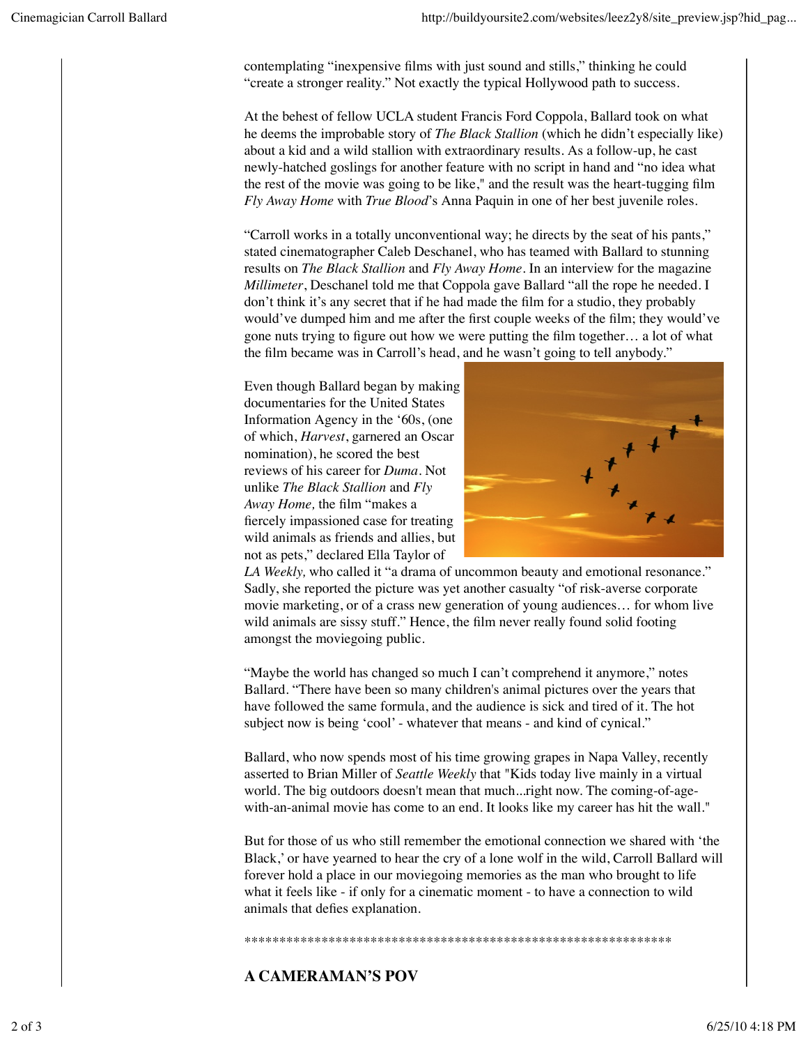contemplating "inexpensive films with just sound and stills," thinking he could "create a stronger reality." Not exactly the typical Hollywood path to success.

At the behest of fellow UCLA student Francis Ford Coppola, Ballard took on what he deems the improbable story of *The Black Stallion* (which he didn't especially like) about a kid and a wild stallion with extraordinary results. As a follow-up, he cast newly-hatched goslings for another feature with no script in hand and "no idea what the rest of the movie was going to be like," and the result was the heart-tugging film *Fly Away Home* with *True Blood*'s Anna Paquin in one of her best juvenile roles.

"Carroll works in a totally unconventional way; he directs by the seat of his pants," stated cinematographer Caleb Deschanel, who has teamed with Ballard to stunning results on *The Black Stallion* and *Fly Away Home*. In an interview for the magazine *Millimeter*, Deschanel told me that Coppola gave Ballard "all the rope he needed. I don't think it's any secret that if he had made the film for a studio, they probably would've dumped him and me after the first couple weeks of the film; they would've gone nuts trying to figure out how we were putting the film together… a lot of what the film became was in Carroll's head, and he wasn't going to tell anybody."

Even though Ballard began by making documentaries for the United States Information Agency in the '60s, (one of which, *Harvest*, garnered an Oscar nomination), he scored the best reviews of his career for *Duma*. Not unlike *The Black Stallion* and *Fly Away Home,* the film "makes a fiercely impassioned case for treating wild animals as friends and allies, but not as pets," declared Ella Taylor of *LA Weekly,* who called it "a drama of uncommon beauty and emotional resonance." Sadly, she reported the picture was yet another casualty "of risk-averse corporate movie marketing, or of a crass new generation of young audiences… for whom live wild animals are sissy stuff." Hence, the film never really found solid footing amongst the moviegoing public.

"Maybe the world has changed so much I can't comprehend it anymore," notes Ballard. "There have been so many children's animal pictures over the years that have followed the same formula, and the audience is sick and tired of it. The hot subject now is being 'cool' - whatever that means - and kind of cynical."

Ballard, who now spends most of his time growing grapes in Napa Valley, recently asserted to Brian Miller of *Seattle Weekly* that "Kids today live mainly in a virtual world. The big outdoors doesn't mean that much...right now. The coming-of-age-with-an-animal movie has come to an end. It looks like my career has hit the wall."

But for those of us who still remember the emotional connection we shared with 'the Black,' or have yearned to hear the cry of a lone wolf in the wild, Carroll Ballard will forever hold a place in our moviegoing memories as the man who brought to life what it feels like - if only for a cinematic moment - to have a connection to wild animals that defies explanation.

\*\*\*\*\*\*\*\*\*\*\*\*\*\*\*\*\*\*\*\*\*\*\*\*\*\*\*\*\*\*\*\*\*\*\*\*\*\*\*\*\*\*\*\*\*\*\*\*\*\*\*\*\*\*\*\*\*\*\*\*\*\*

**A CAMERAMAN'S POV**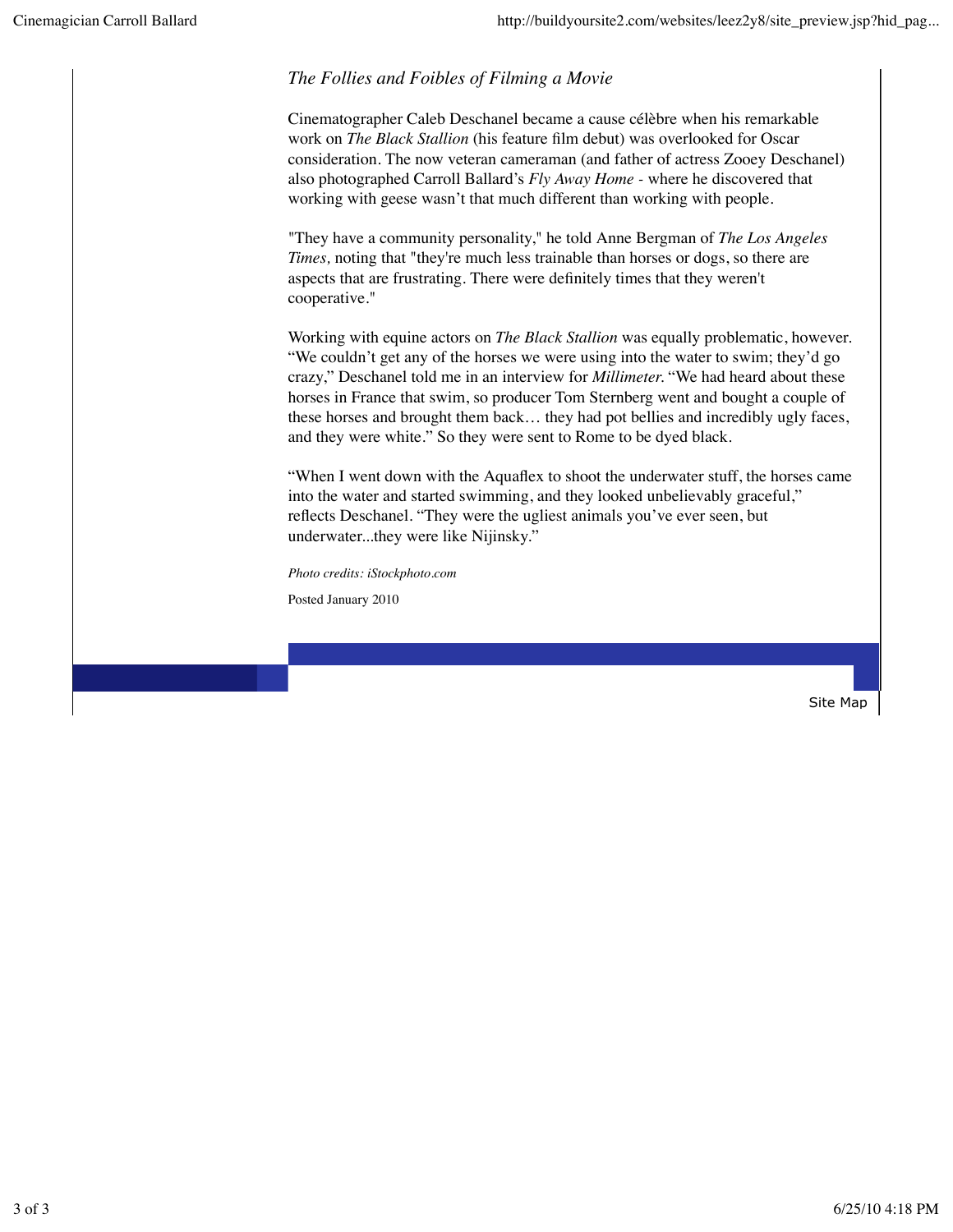*The Follies and Foibles of Filming a Movie*

Cinematographer Caleb Deschanel became a cause célèbre when his remarkable work on *The Black Stallion* (his feature film debut) was overlooked for Oscar consideration. The now veteran cameraman (and father of actress Zooey Deschanel) also photographed Carroll Ballard's *Fly Away Home* - where he discovered that working with geese wasn't that much different than working with people.

"They have a community personality," he told Anne Bergman of *The Los Angeles Times,* noting that "they're much less trainable than horses or dogs, so there are aspects that are frustrating. There were definitely times that they weren't cooperative."

Working with equine actors on *The Black Stallion* was equally problematic, however. "We couldn't get any of the horses we were using into the water to swim; they'd go crazy," Deschanel told me in an interview for *Millimeter.* "We had heard about these horses in France that swim, so producer Tom Sternberg went and bought a couple of these horses and brought them back… they had pot bellies and incredibly ugly faces, and they were white." So they were sent to Rome to be dyed black.

"When I went down with the Aquaflex to shoot the underwater stuff, the horses came into the water and started swimming, and they looked unbelievably graceful," reflects Deschanel. "They were the ugliest animals you've ever seen, but underwater...they were like Nijinsky."

*Photo credits: iStockphoto.com*

Posted January 2010

Site Map